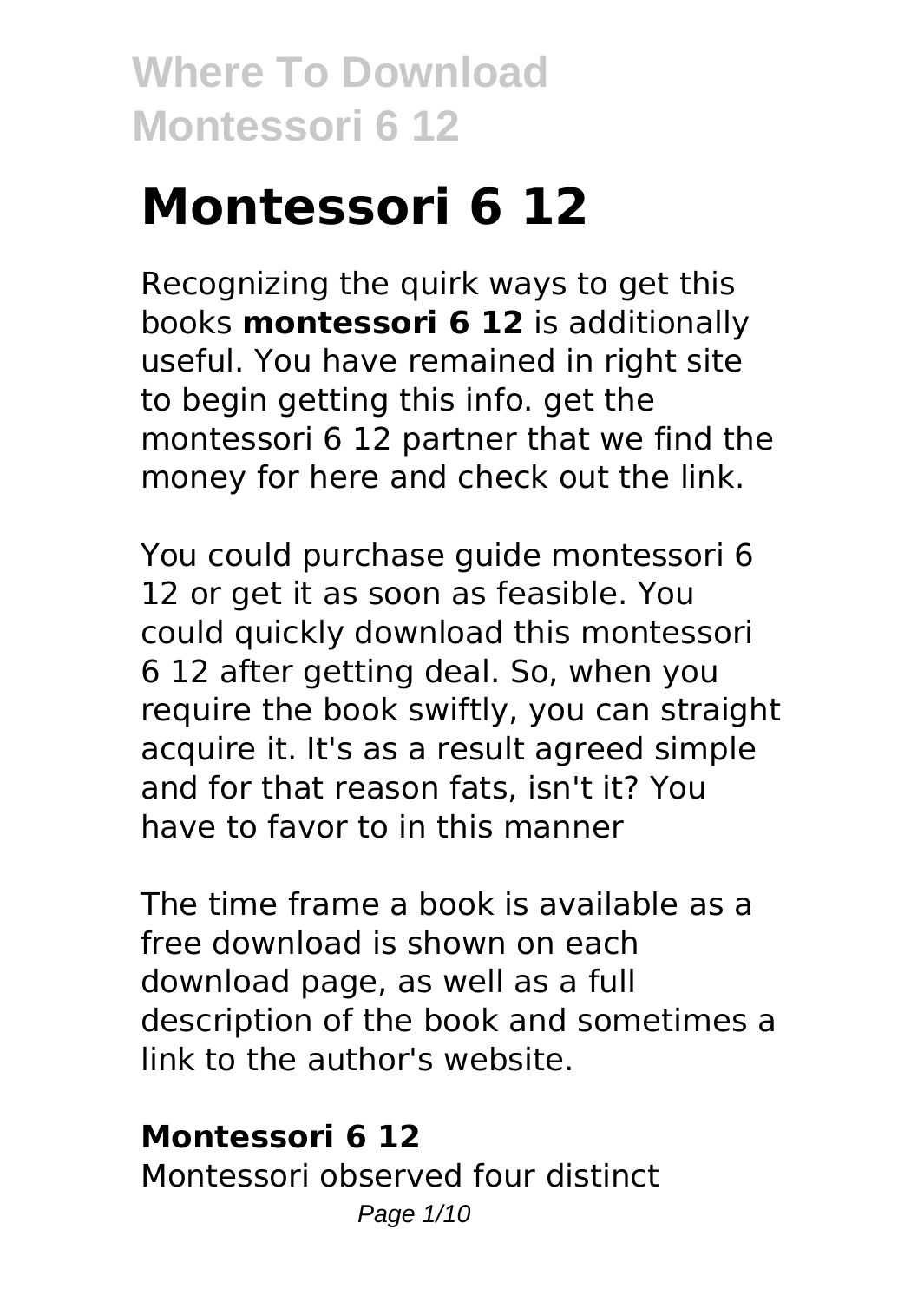# Montessori 6 12

Recognizing the quirk ways to get this books **montessori 6 12** is additionally useful. You have remained in right site to begin getting this info. get the montessori 6 12 partner that we find the money for here and check out the link.

You could purchase guide montessori 6 12 or get it as soon as feasible. You could quickly download this montessori 6 12 after getting deal. So, when you require the book swiftly, you can straight acquire it. It's as a result agreed simple and for that reason fats, isn't it? You have to favor to in this manner

The time frame a book is available as a free download is shown on each download page, as well as a full description of the book and sometimes a link to the author's website.

## Montessori 6 12

Montessori observed four distinct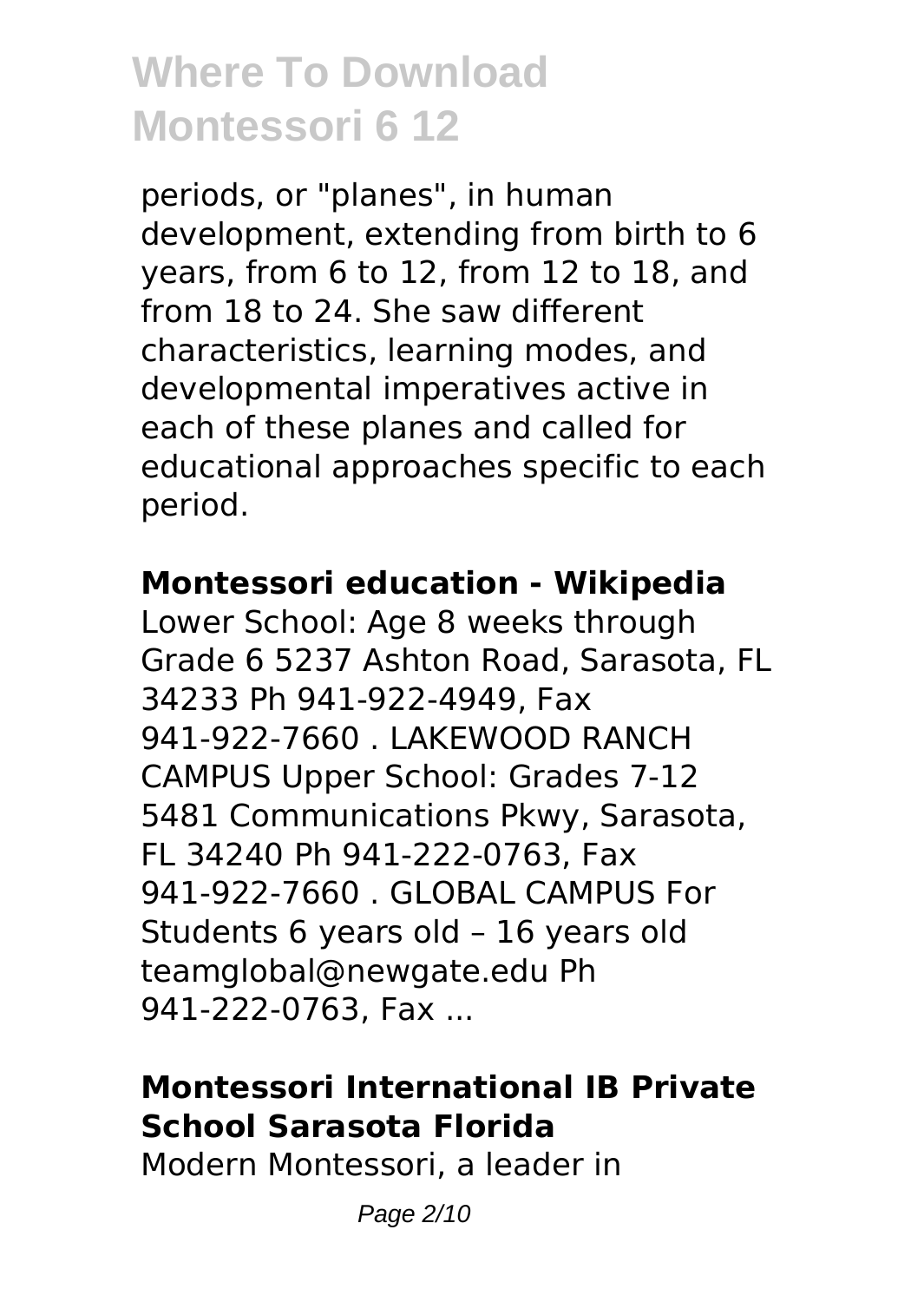periods, or "planes", in human development, extending from birth to 6 years, from 6 to 12, from 12 to 18, and from 18 to 24. She saw different characteristics, learning modes, and developmental imperatives active in each of these planes and called for educational approaches specific to each period.

**Montessori education - Wikipedia**

Lower School: Age 8 weeks through Grade 6 5237 Ashton Road, Sarasota, FL 34233 Ph 941-922-4949, Fax 941-922-7660 . LAKEWOOD RANCH CAMPUS Upper School: Grades 7-12 5481 Communications Pkwy, Sarasota, FL 34240 Ph 941-222-0763, Fax 941-922-7660 . GLOBAL CAMPUS For Students 6 years old – 16 years old teamglobal@newgate.edu Ph 941-222-0763, Fax ...

**Montessori International IB Private School Sarasota Florida**

Modern Montessori, a leader in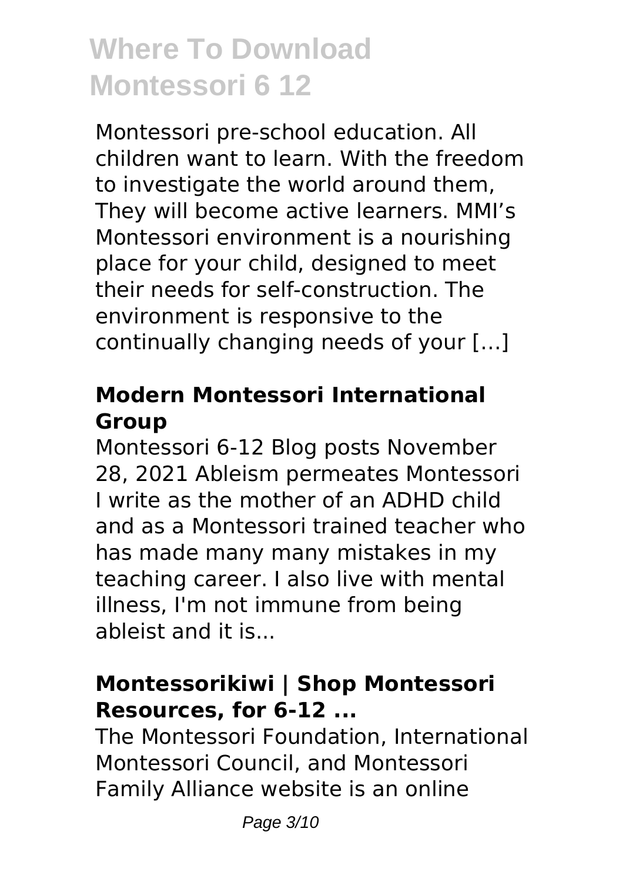Montessori pre-school education. All children want to learn. With the freedom to investigate the world around them, They will become active learners. MMI's Montessori environment is a nourishing place for your child, designed to meet their needs for self-construction. The environment is responsive to the continually changing needs of your […]

## Modern Montessori International Group

Montessori 6-12 Blog posts November 28, 2021 Ableism permeates Montessori I write as the mother of an ADHD child and as a Montessori trained teacher who has made many many mistakes in my teaching career. I also live with mental illness, I'm not immune from being ableist and it is...

## Montessorikiwi | Shop Montessori Resources, for 6-12 ...

The Montessori Foundation, International Montessori Council, and Montessori Family Alliance website is an online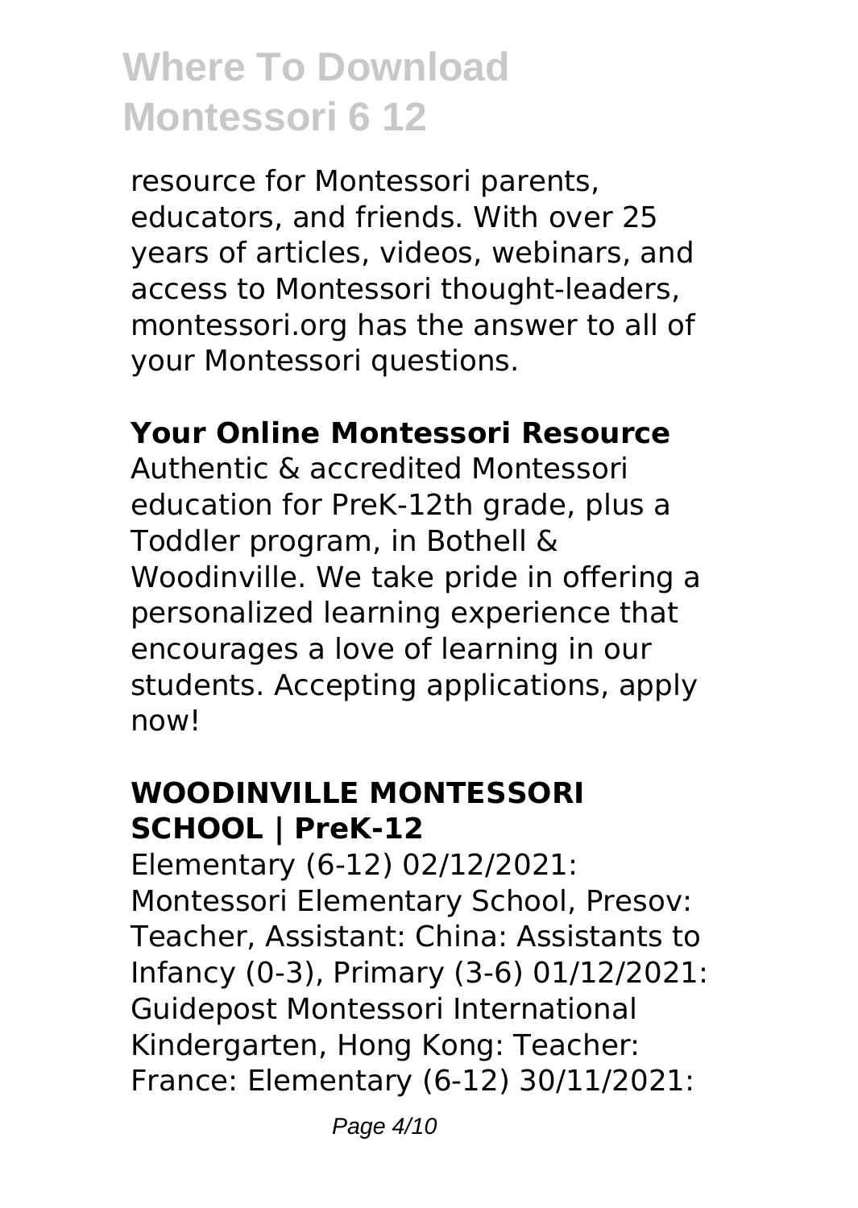resource for Montessori parents, educators, and friends. With over 25 years of articles, videos, webinars, and access to Montessori thought-leaders, montessori.org has the answer to all of your Montessori questions.

**Your Online Montessori Resource**

Authentic & accredited Montessori education for PreK-12th grade, plus a Toddler program, in Bothell & Woodinville. We take pride in offering a personalized learning experience that encourages a love of learning in our students. Accepting applications, apply now!

**WOODINVILLE MONTESSORI SCHOOL | PreK-12**

Elementary (6-12) 02/12/2021: Montessori Elementary School, Presov: Teacher, Assistant: China: Assistants to Infancy (0-3), Primary (3-6) 01/12/2021: Guidepost Montessori International Kindergarten, Hong Kong: Teacher: France: Elementary (6-12) 30/11/2021: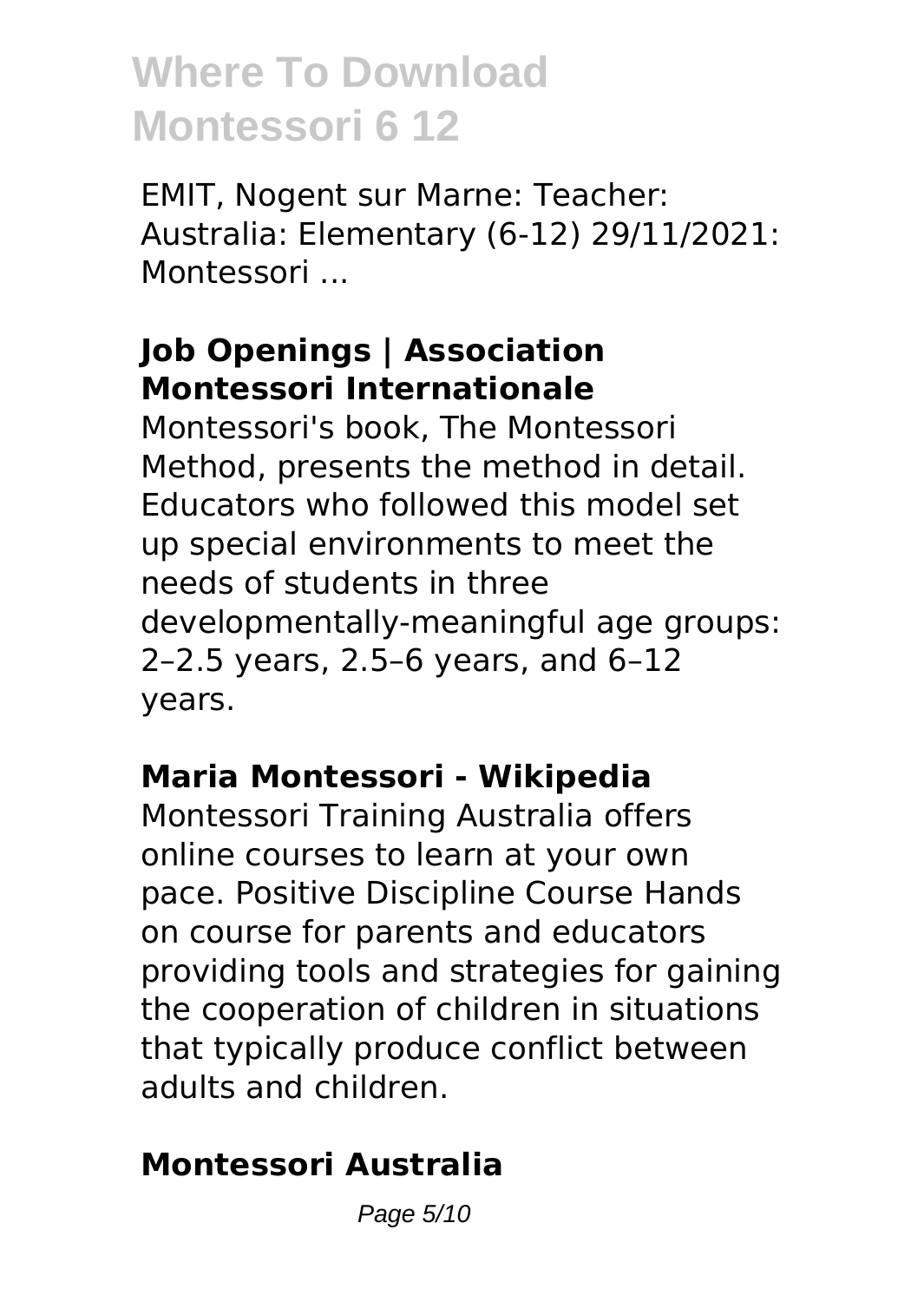EMIT, Nogent sur Marne: Teacher: Australia: Elementary (6-12) 29/11/2021: Montessori ...

### Job Openings | Association Montessori Internationale

Montessori's book, The Montessori Method, presents the method in detail. Educators who followed this model set up special environments to meet the needs of students in three developmentally-meaningful age groups: 2–2.5 years, 2.5–6 years, and 6–12 years.

### Maria Montessori - Wikipedia

Montessori Training Australia offers online courses to learn at your own pace. Positive Discipline Course Hands on course for parents and educators providing tools and strategies for gaining the cooperation of children in situations that typically produce conflict between adults and children.

### Montessori Australia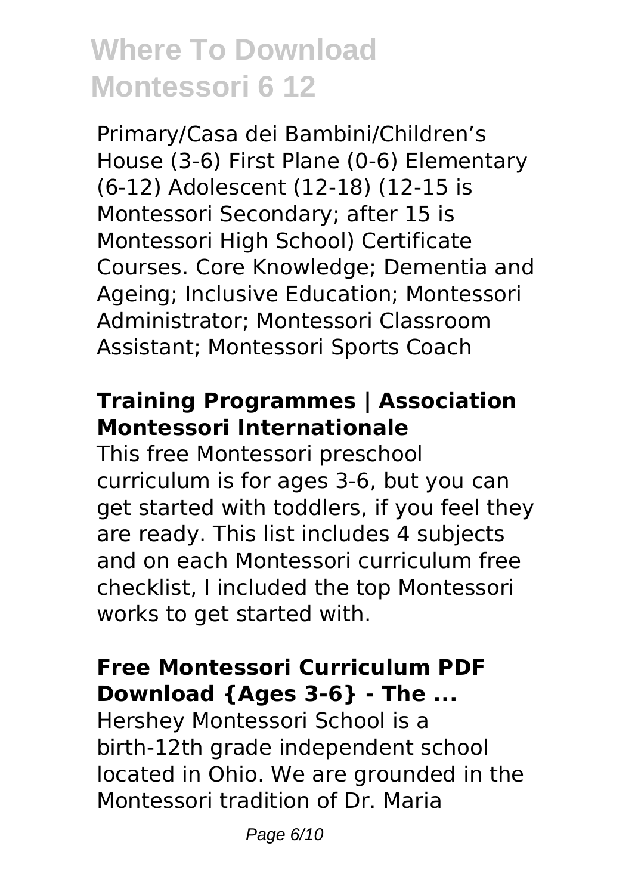Primary/Casa dei Bambini/Children’s House (3-6) First Plane (0-6) Elementary (6-12) Adolescent (12-18) (12-15 is Montessori Secondary; after 15 is Montessori High School) Certificate Courses. Core Knowledge; Dementia and Ageing; Inclusive Education; Montessori Administrator; Montessori Classroom Assistant; Montessori Sports Coach

## Training Programmes | Association Montessori Internationale

This free Montessori preschool curriculum is for ages 3-6, but you can get started with toddlers, if you feel they are ready. This list includes 4 subjects and on each Montessori curriculum free checklist, I included the top Montessori works to get started with.

## Free Montessori Curriculum PDF Download {Ages 3-6} - The ...

Hershey Montessori School is a birth-12th grade independent school located in Ohio. We are grounded in the Montessori tradition of Dr. Maria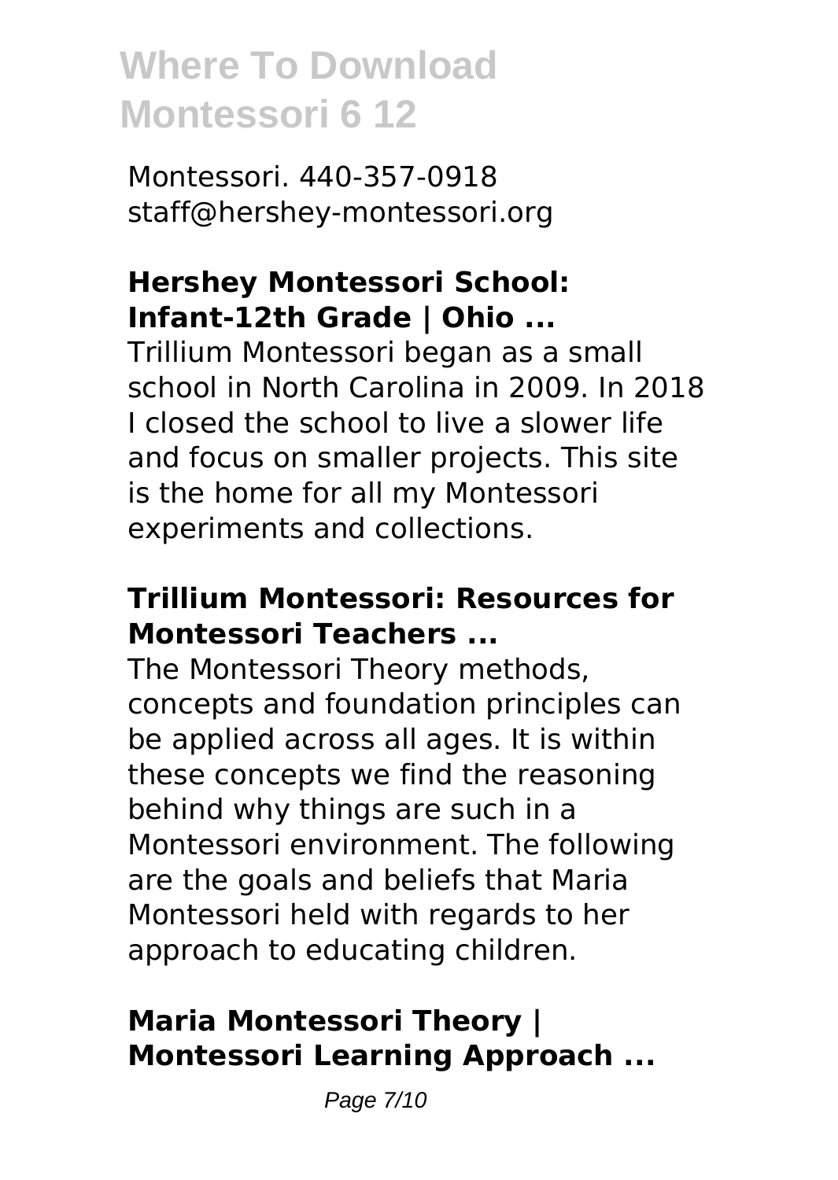Montessori. 440-357-0918
staff@hershey-montessori.org

### Hershey Montessori School: Infant-12th Grade | Ohio ...

Trillium Montessori began as a small school in North Carolina in 2009. In 2018 I closed the school to live a slower life and focus on smaller projects. This site is the home for all my Montessori experiments and collections.

### Trillium Montessori: Resources for Montessori Teachers ...

The Montessori Theory methods, concepts and foundation principles can be applied across all ages. It is within these concepts we find the reasoning behind why things are such in a Montessori environment. The following are the goals and beliefs that Maria Montessori held with regards to her approach to educating children.

### Maria Montessori Theory | Montessori Learning Approach ...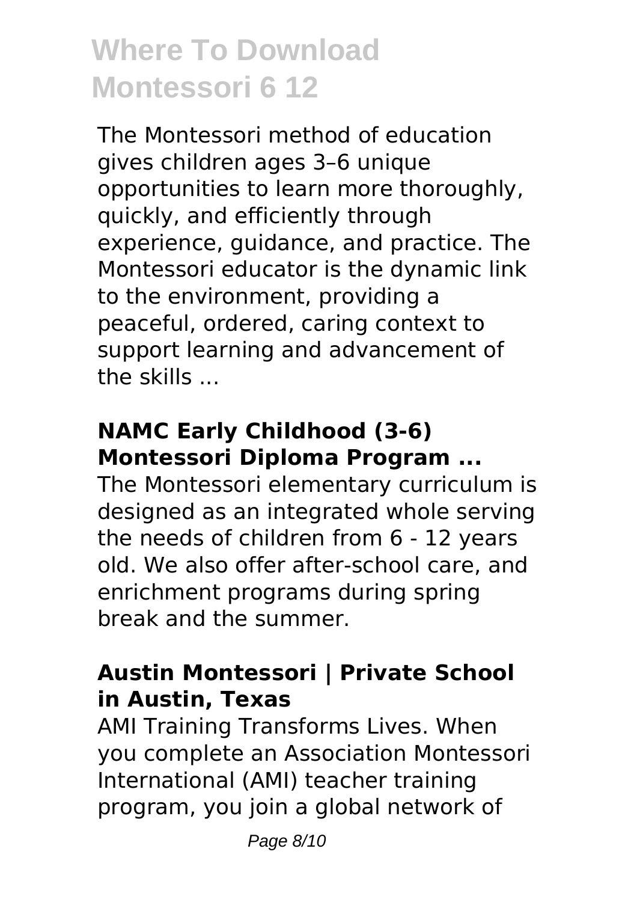The Montessori method of education gives children ages 3–6 unique opportunities to learn more thoroughly, quickly, and efficiently through experience, guidance, and practice. The Montessori educator is the dynamic link to the environment, providing a peaceful, ordered, caring context to support learning and advancement of the skills ...

### NAMC Early Childhood (3-6) Montessori Diploma Program ...

The Montessori elementary curriculum is designed as an integrated whole serving the needs of children from 6 - 12 years old. We also offer after-school care, and enrichment programs during spring break and the summer.

### Austin Montessori | Private School in Austin, Texas

AMI Training Transforms Lives. When you complete an Association Montessori International (AMI) teacher training program, you join a global network of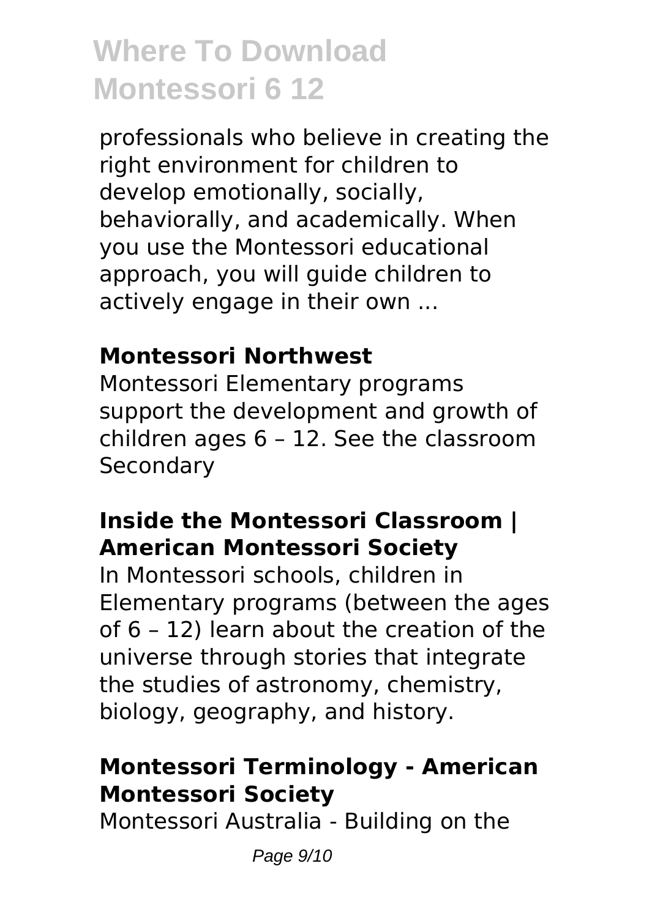professionals who believe in creating the right environment for children to develop emotionally, socially, behaviorally, and academically. When you use the Montessori educational approach, you will guide children to actively engage in their own ...

**Montessori Northwest**

Montessori Elementary programs support the development and growth of children ages 6 – 12. See the classroom Secondary

**Inside the Montessori Classroom | American Montessori Society**

In Montessori schools, children in Elementary programs (between the ages of 6 – 12) learn about the creation of the universe through stories that integrate the studies of astronomy, chemistry, biology, geography, and history.

**Montessori Terminology - American Montessori Society**

Montessori Australia - Building on the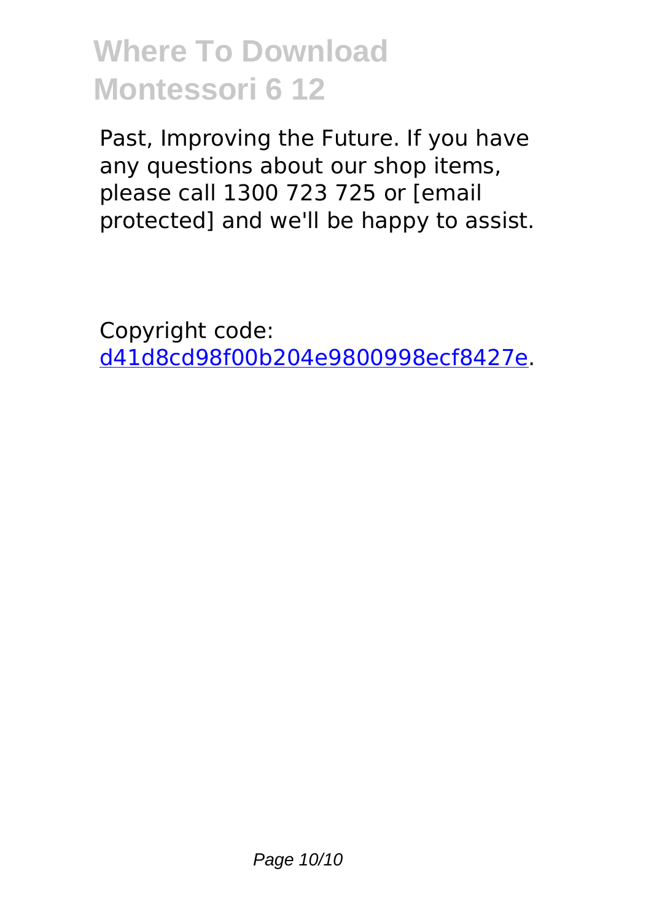Past, Improving the Future. If you have any questions about our shop items, please call 1300 723 725 or [email protected] and we'll be happy to assist.

Copyright code: d41d8cd98f00b204e9800998ecf8427e.